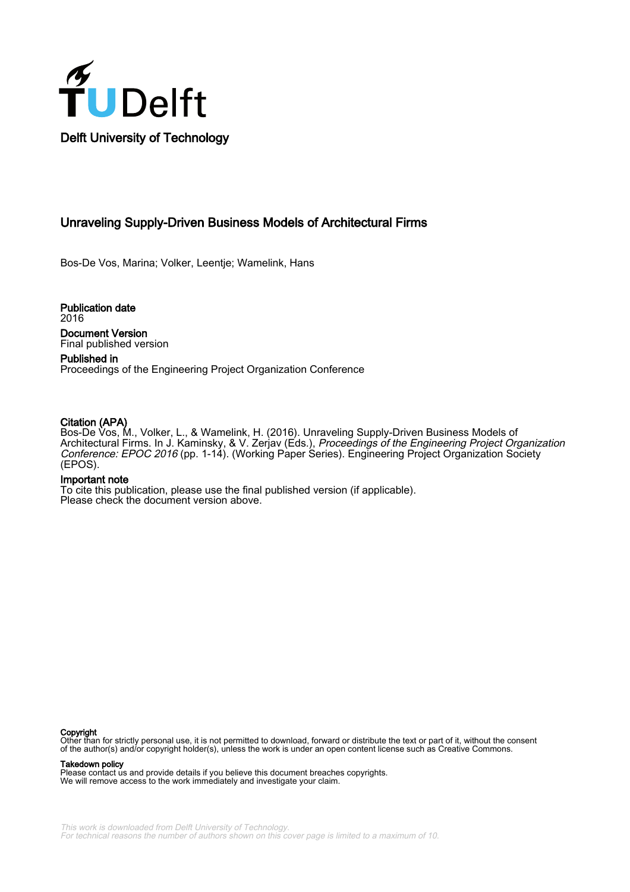Delft University of Technology

# Unraveling Supply-Driven Business Models of Architectural Firms

Bos-De Vos, Marina; Volker, Leentje; Wamelink, Hans

**Publication date**
2016

**Document Version**
Final published version

**Published in**
Proceedings of the Engineering Project Organization Conference

**Citation (APA)**
Bos-De Vos, M., Volker, L., & Wamelink, H. (2016). Unraveling Supply-Driven Business Models of Architectural Firms. In J. Kaminsky, & V. Zerjav (Eds.), *Proceedings of the Engineering Project Organization Conference: EPOC 2016* (pp. 1-14). (Working Paper Series). Engineering Project Organization Society (EPOS).

**Important note**
To cite this publication, please use the final published version (if applicable).
Please check the document version above.

**Copyright**
Other than for strictly personal use, it is not permitted to download, forward or distribute the text or part of it, without the consent of the author(s) and/or copyright holder(s), unless the work is under an open content license such as Creative Commons.

**Takedown policy**
Please contact us and provide details if you believe this document breaches copyrights.
We will remove access to the work immediately and investigate your claim.

*This work is downloaded from Delft University of Technology.*
*For technical reasons the number of authors shown on this cover page is limited to a maximum of 10.*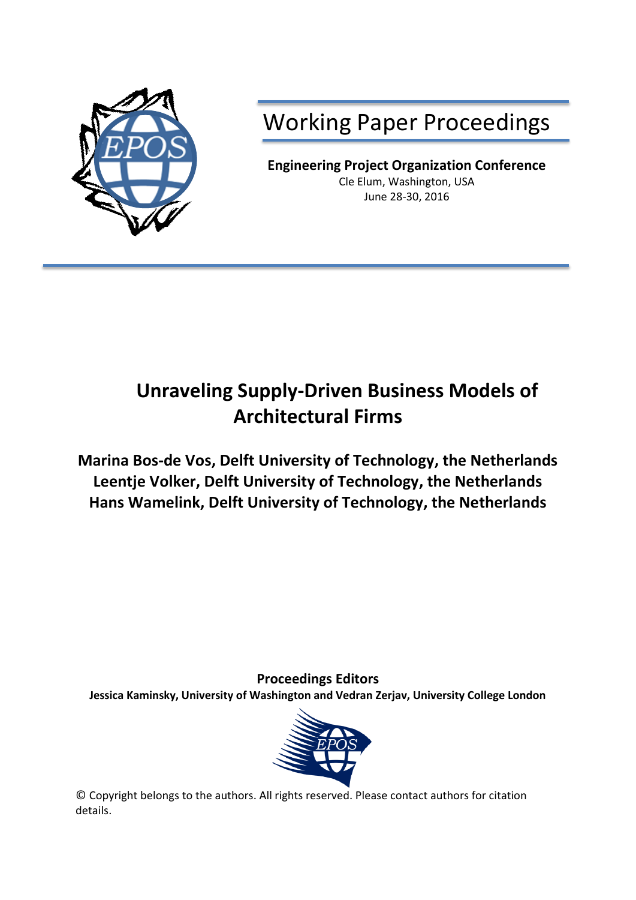# Working Paper Proceedings

**Engineering Project Organization Conference**
Cle Elum, Washington, USA
June 28-30, 2016

# Unraveling Supply-Driven Business Models of Architectural Firms

**Marina Bos-de Vos, Delft University of Technology, the Netherlands**
**Leentje Volker, Delft University of Technology, the Netherlands**
**Hans Wamelink, Delft University of Technology, the Netherlands**

**Proceedings Editors**
**Jessica Kaminsky, University of Washington and Vedran Zerjav, University College London**

© Copyright belongs to the authors. All rights reserved. Please contact authors for citation details.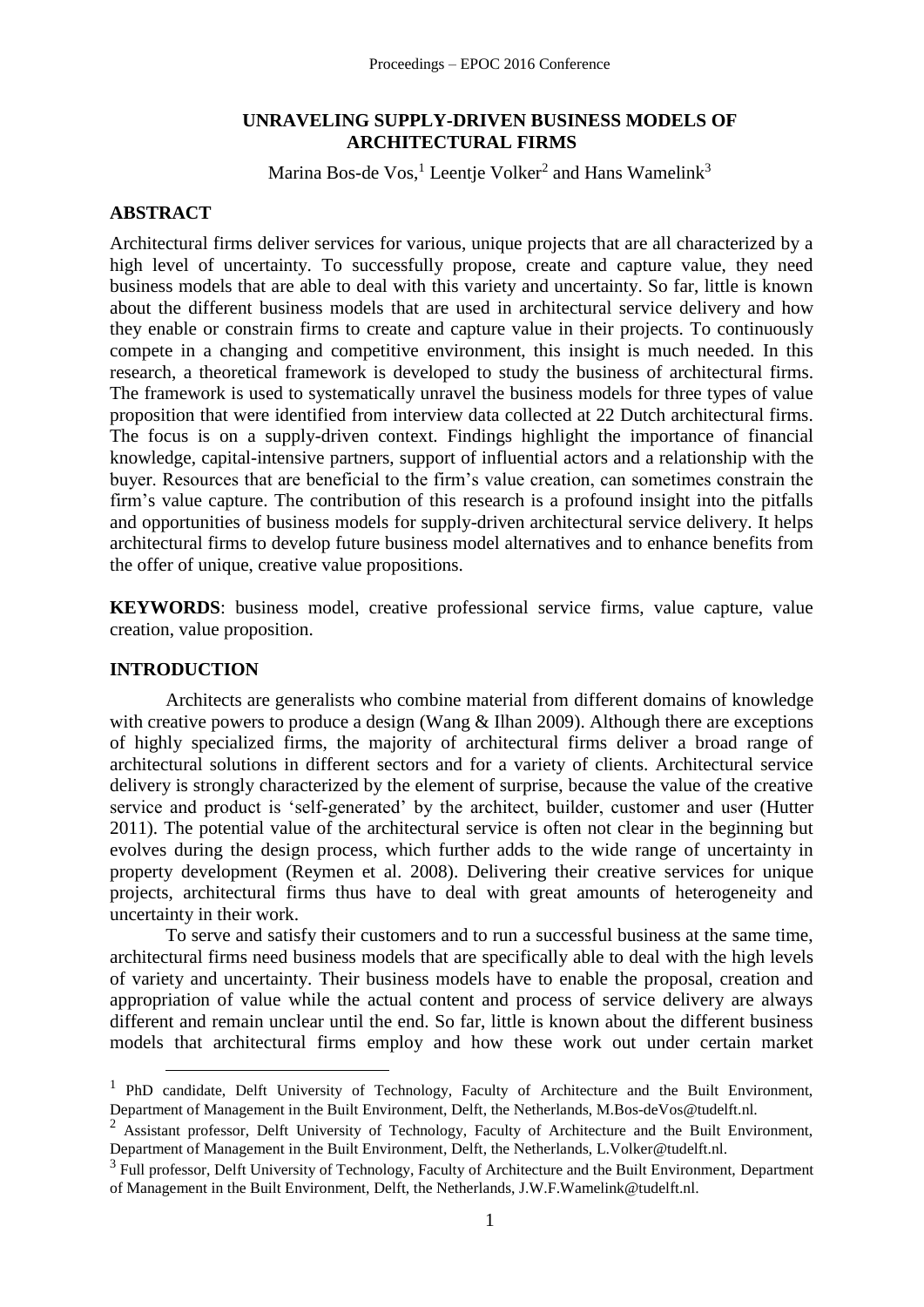# UNRAVELING SUPPLY-DRIVEN BUSINESS MODELS OF ARCHITECTURAL FIRMS

Marina Bos-de Vos,[1] Leentje Volker[2] and Hans Wamelink[3]

## ABSTRACT

Architectural firms deliver services for various, unique projects that are all characterized by a high level of uncertainty. To successfully propose, create and capture value, they need business models that are able to deal with this variety and uncertainty. So far, little is known about the different business models that are used in architectural service delivery and how they enable or constrain firms to create and capture value in their projects. To continuously compete in a changing and competitive environment, this insight is much needed. In this research, a theoretical framework is developed to study the business of architectural firms. The framework is used to systematically unravel the business models for three types of value proposition that were identified from interview data collected at 22 Dutch architectural firms. The focus is on a supply-driven context. Findings highlight the importance of financial knowledge, capital-intensive partners, support of influential actors and a relationship with the buyer. Resources that are beneficial to the firm's value creation, can sometimes constrain the firm's value capture. The contribution of this research is a profound insight into the pitfalls and opportunities of business models for supply-driven architectural service delivery. It helps architectural firms to develop future business model alternatives and to enhance benefits from the offer of unique, creative value propositions.

**KEYWORDS**: business model, creative professional service firms, value capture, value creation, value proposition.

## INTRODUCTION

Architects are generalists who combine material from different domains of knowledge with creative powers to produce a design (Wang & Ilhan 2009). Although there are exceptions of highly specialized firms, the majority of architectural firms deliver a broad range of architectural solutions in different sectors and for a variety of clients. Architectural service delivery is strongly characterized by the element of surprise, because the value of the creative service and product is 'self-generated' by the architect, builder, customer and user (Hutter 2011). The potential value of the architectural service is often not clear in the beginning but evolves during the design process, which further adds to the wide range of uncertainty in property development (Reymen et al. 2008). Delivering their creative services for unique projects, architectural firms thus have to deal with great amounts of heterogeneity and uncertainty in their work.

To serve and satisfy their customers and to run a successful business at the same time, architectural firms need business models that are specifically able to deal with the high levels of variety and uncertainty. Their business models have to enable the proposal, creation and appropriation of value while the actual content and process of service delivery are always different and remain unclear until the end. So far, little is known about the different business models that architectural firms employ and how these work out under certain market

---

[1] PhD candidate, Delft University of Technology, Faculty of Architecture and the Built Environment, Department of Management in the Built Environment, Delft, the Netherlands, M.Bos-deVos@tudelft.nl.

[2] Assistant professor, Delft University of Technology, Faculty of Architecture and the Built Environment, Department of Management in the Built Environment, Delft, the Netherlands, L.Volker@tudelft.nl.

[3] Full professor, Delft University of Technology, Faculty of Architecture and the Built Environment, Department of Management in the Built Environment, Delft, the Netherlands, J.W.F.Wamelink@tudelft.nl.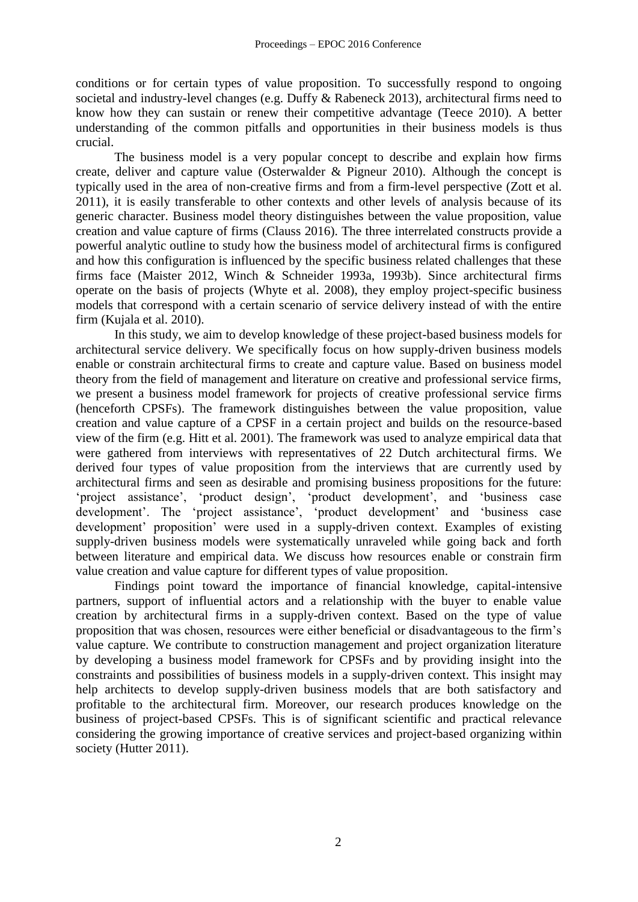conditions or for certain types of value proposition. To successfully respond to ongoing societal and industry-level changes (e.g. Duffy & Rabeneck 2013), architectural firms need to know how they can sustain or renew their competitive advantage (Teece 2010). A better understanding of the common pitfalls and opportunities in their business models is thus crucial.

The business model is a very popular concept to describe and explain how firms create, deliver and capture value (Osterwalder & Pigneur 2010). Although the concept is typically used in the area of non-creative firms and from a firm-level perspective (Zott et al. 2011), it is easily transferable to other contexts and other levels of analysis because of its generic character. Business model theory distinguishes between the value proposition, value creation and value capture of firms (Clauss 2016). The three interrelated constructs provide a powerful analytic outline to study how the business model of architectural firms is configured and how this configuration is influenced by the specific business related challenges that these firms face (Maister 2012, Winch & Schneider 1993a, 1993b). Since architectural firms operate on the basis of projects (Whyte et al. 2008), they employ project-specific business models that correspond with a certain scenario of service delivery instead of with the entire firm (Kujala et al. 2010).

In this study, we aim to develop knowledge of these project-based business models for architectural service delivery. We specifically focus on how supply-driven business models enable or constrain architectural firms to create and capture value. Based on business model theory from the field of management and literature on creative and professional service firms, we present a business model framework for projects of creative professional service firms (henceforth CPSFs). The framework distinguishes between the value proposition, value creation and value capture of a CPSF in a certain project and builds on the resource-based view of the firm (e.g. Hitt et al. 2001). The framework was used to analyze empirical data that were gathered from interviews with representatives of 22 Dutch architectural firms. We derived four types of value proposition from the interviews that are currently used by architectural firms and seen as desirable and promising business propositions for the future: 'project assistance', 'product design', 'product development', and 'business case development'. The 'project assistance', 'product development' and 'business case development' proposition' were used in a supply-driven context. Examples of existing supply-driven business models were systematically unraveled while going back and forth between literature and empirical data. We discuss how resources enable or constrain firm value creation and value capture for different types of value proposition.

Findings point toward the importance of financial knowledge, capital-intensive partners, support of influential actors and a relationship with the buyer to enable value creation by architectural firms in a supply-driven context. Based on the type of value proposition that was chosen, resources were either beneficial or disadvantageous to the firm's value capture. We contribute to construction management and project organization literature by developing a business model framework for CPSFs and by providing insight into the constraints and possibilities of business models in a supply-driven context. This insight may help architects to develop supply-driven business models that are both satisfactory and profitable to the architectural firm. Moreover, our research produces knowledge on the business of project-based CPSFs. This is of significant scientific and practical relevance considering the growing importance of creative services and project-based organizing within society (Hutter 2011).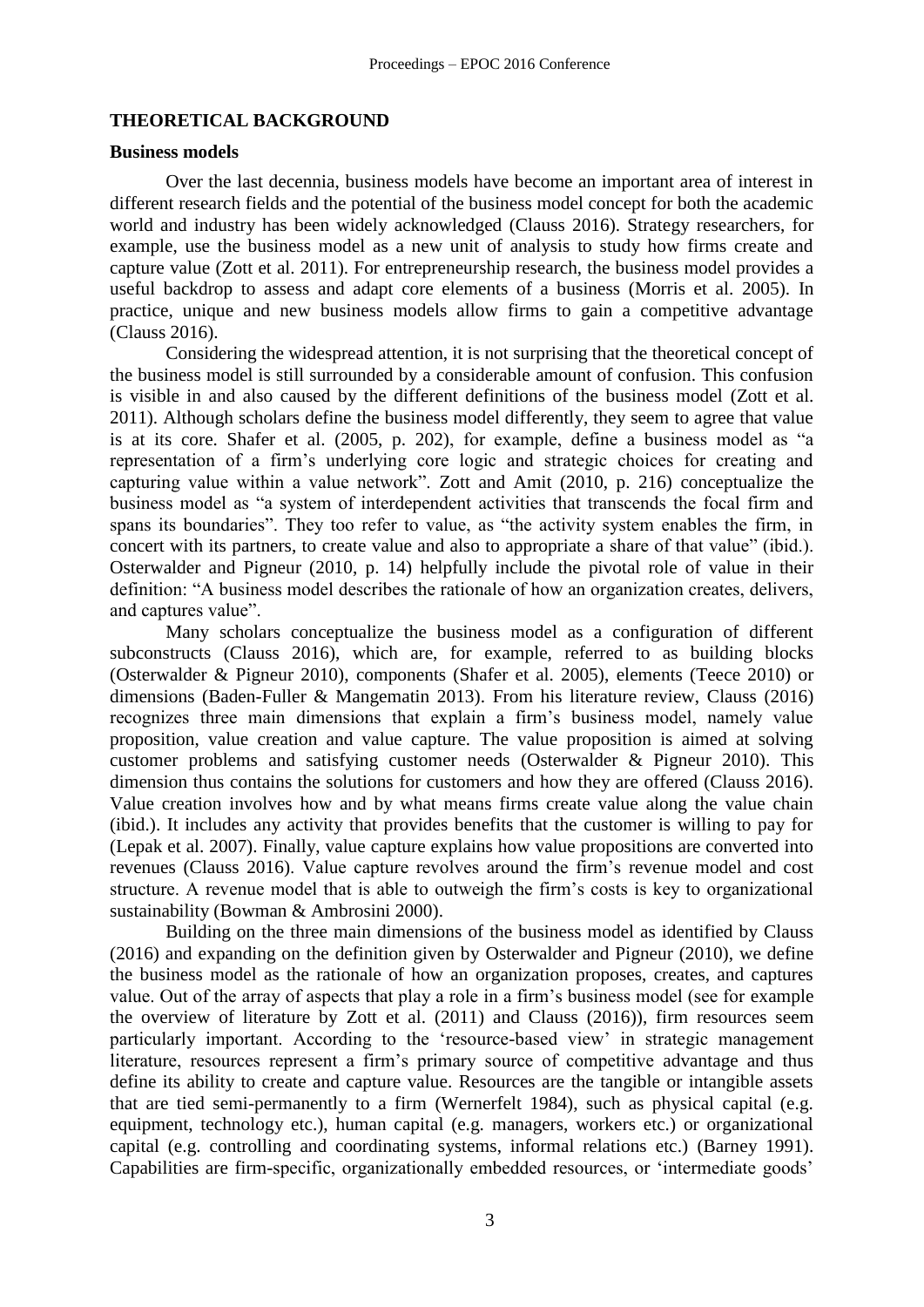## THEORETICAL BACKGROUND

### Business models

Over the last decennia, business models have become an important area of interest in different research fields and the potential of the business model concept for both the academic world and industry has been widely acknowledged (Clauss 2016). Strategy researchers, for example, use the business model as a new unit of analysis to study how firms create and capture value (Zott et al. 2011). For entrepreneurship research, the business model provides a useful backdrop to assess and adapt core elements of a business (Morris et al. 2005). In practice, unique and new business models allow firms to gain a competitive advantage (Clauss 2016).

Considering the widespread attention, it is not surprising that the theoretical concept of the business model is still surrounded by a considerable amount of confusion. This confusion is visible in and also caused by the different definitions of the business model (Zott et al. 2011). Although scholars define the business model differently, they seem to agree that value is at its core. Shafer et al. (2005, p. 202), for example, define a business model as "a representation of a firm's underlying core logic and strategic choices for creating and capturing value within a value network". Zott and Amit (2010, p. 216) conceptualize the business model as "a system of interdependent activities that transcends the focal firm and spans its boundaries". They too refer to value, as "the activity system enables the firm, in concert with its partners, to create value and also to appropriate a share of that value" (ibid.). Osterwalder and Pigneur (2010, p. 14) helpfully include the pivotal role of value in their definition: "A business model describes the rationale of how an organization creates, delivers, and captures value".

Many scholars conceptualize the business model as a configuration of different subconstructs (Clauss 2016), which are, for example, referred to as building blocks (Osterwalder & Pigneur 2010), components (Shafer et al. 2005), elements (Teece 2010) or dimensions (Baden-Fuller & Mangematin 2013). From his literature review, Clauss (2016) recognizes three main dimensions that explain a firm's business model, namely value proposition, value creation and value capture. The value proposition is aimed at solving customer problems and satisfying customer needs (Osterwalder & Pigneur 2010). This dimension thus contains the solutions for customers and how they are offered (Clauss 2016). Value creation involves how and by what means firms create value along the value chain (ibid.). It includes any activity that provides benefits that the customer is willing to pay for (Lepak et al. 2007). Finally, value capture explains how value propositions are converted into revenues (Clauss 2016). Value capture revolves around the firm's revenue model and cost structure. A revenue model that is able to outweigh the firm's costs is key to organizational sustainability (Bowman & Ambrosini 2000).

Building on the three main dimensions of the business model as identified by Clauss (2016) and expanding on the definition given by Osterwalder and Pigneur (2010), we define the business model as the rationale of how an organization proposes, creates, and captures value. Out of the array of aspects that play a role in a firm's business model (see for example the overview of literature by Zott et al. (2011) and Clauss (2016)), firm resources seem particularly important. According to the 'resource-based view' in strategic management literature, resources represent a firm's primary source of competitive advantage and thus define its ability to create and capture value. Resources are the tangible or intangible assets that are tied semi-permanently to a firm (Wernerfelt 1984), such as physical capital (e.g. equipment, technology etc.), human capital (e.g. managers, workers etc.) or organizational capital (e.g. controlling and coordinating systems, informal relations etc.) (Barney 1991). Capabilities are firm-specific, organizationally embedded resources, or 'intermediate goods'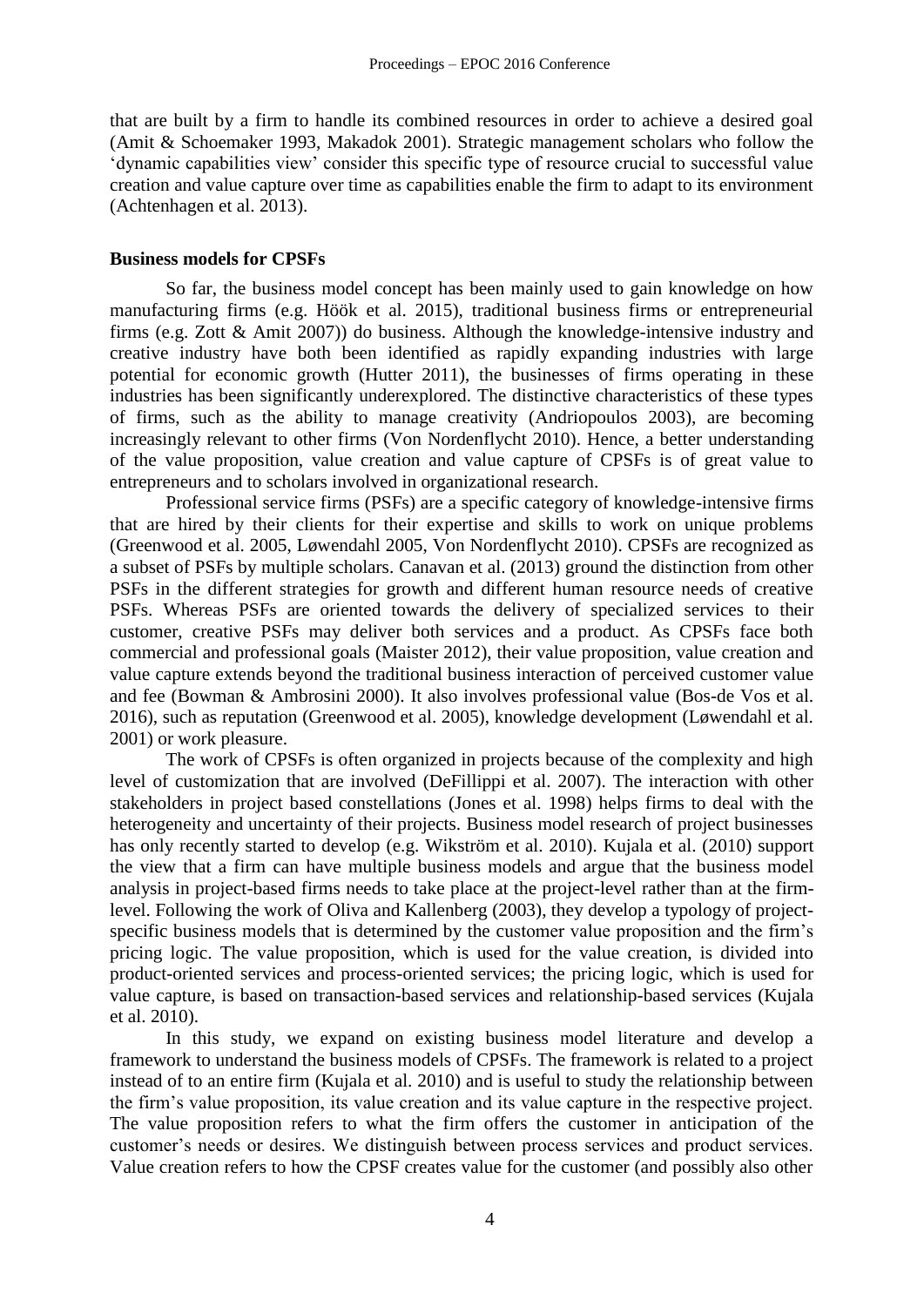that are built by a firm to handle its combined resources in order to achieve a desired goal (Amit & Schoemaker 1993, Makadok 2001). Strategic management scholars who follow the 'dynamic capabilities view' consider this specific type of resource crucial to successful value creation and value capture over time as capabilities enable the firm to adapt to its environment (Achtenhagen et al. 2013).

**Business models for CPSFs**

So far, the business model concept has been mainly used to gain knowledge on how manufacturing firms (e.g. Höök et al. 2015), traditional business firms or entrepreneurial firms (e.g. Zott & Amit 2007)) do business. Although the knowledge-intensive industry and creative industry have both been identified as rapidly expanding industries with large potential for economic growth (Hutter 2011), the businesses of firms operating in these industries has been significantly underexplored. The distinctive characteristics of these types of firms, such as the ability to manage creativity (Andriopoulos 2003), are becoming increasingly relevant to other firms (Von Nordenflycht 2010). Hence, a better understanding of the value proposition, value creation and value capture of CPSFs is of great value to entrepreneurs and to scholars involved in organizational research.

Professional service firms (PSFs) are a specific category of knowledge-intensive firms that are hired by their clients for their expertise and skills to work on unique problems (Greenwood et al. 2005, Løwendahl 2005, Von Nordenflycht 2010). CPSFs are recognized as a subset of PSFs by multiple scholars. Canavan et al. (2013) ground the distinction from other PSFs in the different strategies for growth and different human resource needs of creative PSFs. Whereas PSFs are oriented towards the delivery of specialized services to their customer, creative PSFs may deliver both services and a product. As CPSFs face both commercial and professional goals (Maister 2012), their value proposition, value creation and value capture extends beyond the traditional business interaction of perceived customer value and fee (Bowman & Ambrosini 2000). It also involves professional value (Bos-de Vos et al. 2016), such as reputation (Greenwood et al. 2005), knowledge development (Løwendahl et al. 2001) or work pleasure.

The work of CPSFs is often organized in projects because of the complexity and high level of customization that are involved (DeFillippi et al. 2007). The interaction with other stakeholders in project based constellations (Jones et al. 1998) helps firms to deal with the heterogeneity and uncertainty of their projects. Business model research of project businesses has only recently started to develop (e.g. Wikström et al. 2010). Kujala et al. (2010) support the view that a firm can have multiple business models and argue that the business model analysis in project-based firms needs to take place at the project-level rather than at the firm-level. Following the work of Oliva and Kallenberg (2003), they develop a typology of project-specific business models that is determined by the customer value proposition and the firm's pricing logic. The value proposition, which is used for the value creation, is divided into product-oriented services and process-oriented services; the pricing logic, which is used for value capture, is based on transaction-based services and relationship-based services (Kujala et al. 2010).

In this study, we expand on existing business model literature and develop a framework to understand the business models of CPSFs. The framework is related to a project instead of to an entire firm (Kujala et al. 2010) and is useful to study the relationship between the firm's value proposition, its value creation and its value capture in the respective project. The value proposition refers to what the firm offers the customer in anticipation of the customer's needs or desires. We distinguish between process services and product services. Value creation refers to how the CPSF creates value for the customer (and possibly also other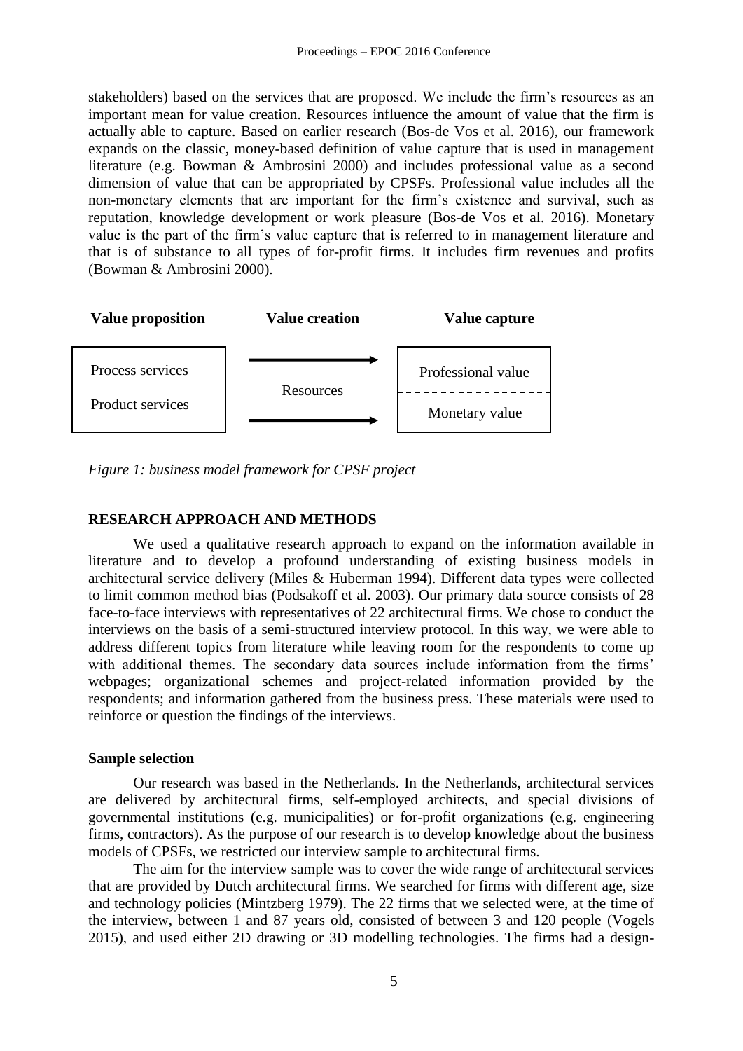stakeholders) based on the services that are proposed. We include the firm's resources as an important mean for value creation. Resources influence the amount of value that the firm is actually able to capture. Based on earlier research (Bos-de Vos et al. 2016), our framework expands on the classic, money-based definition of value capture that is used in management literature (e.g. Bowman & Ambrosini 2000) and includes professional value as a second dimension of value that can be appropriated by CPSFs. Professional value includes all the non-monetary elements that are important for the firm's existence and survival, such as reputation, knowledge development or work pleasure (Bos-de Vos et al. 2016). Monetary value is the part of the firm's value capture that is referred to in management literature and that is of substance to all types of for-profit firms. It includes firm revenues and profits (Bowman & Ambrosini 2000).

| Value proposition | Value creation | Value capture |
|---|---|---|
| Process services<br>Product services | → Resources → | Professional value<br>- - - - - - - -<br>Monetary value |

*Figure 1: business model framework for CPSF project*

## RESEARCH APPROACH AND METHODS

We used a qualitative research approach to expand on the information available in literature and to develop a profound understanding of existing business models in architectural service delivery (Miles & Huberman 1994). Different data types were collected to limit common method bias (Podsakoff et al. 2003). Our primary data source consists of 28 face-to-face interviews with representatives of 22 architectural firms. We chose to conduct the interviews on the basis of a semi-structured interview protocol. In this way, we were able to address different topics from literature while leaving room for the respondents to come up with additional themes. The secondary data sources include information from the firms' webpages; organizational schemes and project-related information provided by the respondents; and information gathered from the business press. These materials were used to reinforce or question the findings of the interviews.

### Sample selection

Our research was based in the Netherlands. In the Netherlands, architectural services are delivered by architectural firms, self-employed architects, and special divisions of governmental institutions (e.g. municipalities) or for-profit organizations (e.g. engineering firms, contractors). As the purpose of our research is to develop knowledge about the business models of CPSFs, we restricted our interview sample to architectural firms.

The aim for the interview sample was to cover the wide range of architectural services that are provided by Dutch architectural firms. We searched for firms with different age, size and technology policies (Mintzberg 1979). The 22 firms that we selected were, at the time of the interview, between 1 and 87 years old, consisted of between 3 and 120 people (Vogels 2015), and used either 2D drawing or 3D modelling technologies. The firms had a design-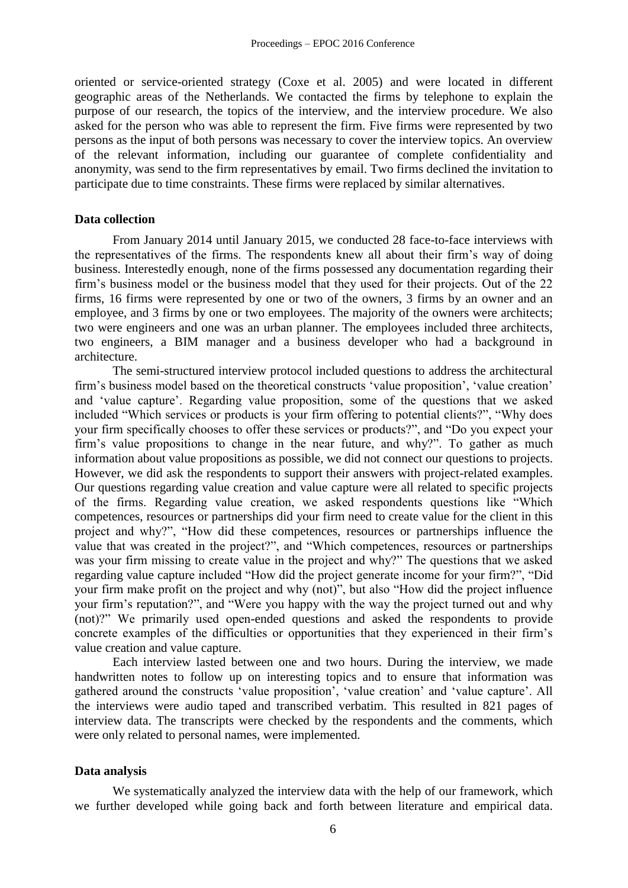oriented or service-oriented strategy (Coxe et al. 2005) and were located in different geographic areas of the Netherlands. We contacted the firms by telephone to explain the purpose of our research, the topics of the interview, and the interview procedure. We also asked for the person who was able to represent the firm. Five firms were represented by two persons as the input of both persons was necessary to cover the interview topics. An overview of the relevant information, including our guarantee of complete confidentiality and anonymity, was send to the firm representatives by email. Two firms declined the invitation to participate due to time constraints. These firms were replaced by similar alternatives.

### Data collection

From January 2014 until January 2015, we conducted 28 face-to-face interviews with the representatives of the firms. The respondents knew all about their firm's way of doing business. Interestedly enough, none of the firms possessed any documentation regarding their firm's business model or the business model that they used for their projects. Out of the 22 firms, 16 firms were represented by one or two of the owners, 3 firms by an owner and an employee, and 3 firms by one or two employees. The majority of the owners were architects; two were engineers and one was an urban planner. The employees included three architects, two engineers, a BIM manager and a business developer who had a background in architecture.

The semi-structured interview protocol included questions to address the architectural firm's business model based on the theoretical constructs 'value proposition', 'value creation' and 'value capture'. Regarding value proposition, some of the questions that we asked included "Which services or products is your firm offering to potential clients?", "Why does your firm specifically chooses to offer these services or products?", and "Do you expect your firm's value propositions to change in the near future, and why?". To gather as much information about value propositions as possible, we did not connect our questions to projects. However, we did ask the respondents to support their answers with project-related examples. Our questions regarding value creation and value capture were all related to specific projects of the firms. Regarding value creation, we asked respondents questions like "Which competences, resources or partnerships did your firm need to create value for the client in this project and why?", "How did these competences, resources or partnerships influence the value that was created in the project?", and "Which competences, resources or partnerships was your firm missing to create value in the project and why?" The questions that we asked regarding value capture included "How did the project generate income for your firm?", "Did your firm make profit on the project and why (not)", but also "How did the project influence your firm's reputation?", and "Were you happy with the way the project turned out and why (not)?" We primarily used open-ended questions and asked the respondents to provide concrete examples of the difficulties or opportunities that they experienced in their firm's value creation and value capture.

Each interview lasted between one and two hours. During the interview, we made handwritten notes to follow up on interesting topics and to ensure that information was gathered around the constructs 'value proposition', 'value creation' and 'value capture'. All the interviews were audio taped and transcribed verbatim. This resulted in 821 pages of interview data. The transcripts were checked by the respondents and the comments, which were only related to personal names, were implemented.

### Data analysis

We systematically analyzed the interview data with the help of our framework, which we further developed while going back and forth between literature and empirical data.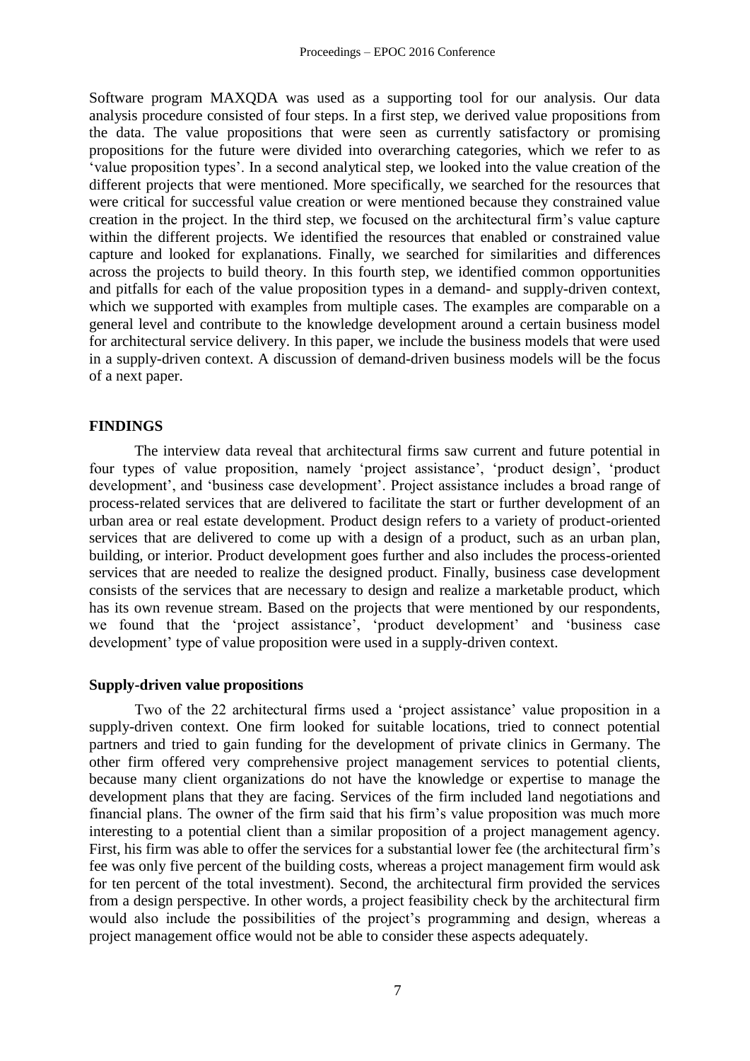Software program MAXQDA was used as a supporting tool for our analysis. Our data analysis procedure consisted of four steps. In a first step, we derived value propositions from the data. The value propositions that were seen as currently satisfactory or promising propositions for the future were divided into overarching categories, which we refer to as 'value proposition types'. In a second analytical step, we looked into the value creation of the different projects that were mentioned. More specifically, we searched for the resources that were critical for successful value creation or were mentioned because they constrained value creation in the project. In the third step, we focused on the architectural firm's value capture within the different projects. We identified the resources that enabled or constrained value capture and looked for explanations. Finally, we searched for similarities and differences across the projects to build theory. In this fourth step, we identified common opportunities and pitfalls for each of the value proposition types in a demand- and supply-driven context, which we supported with examples from multiple cases. The examples are comparable on a general level and contribute to the knowledge development around a certain business model for architectural service delivery. In this paper, we include the business models that were used in a supply-driven context. A discussion of demand-driven business models will be the focus of a next paper.

## FINDINGS

The interview data reveal that architectural firms saw current and future potential in four types of value proposition, namely 'project assistance', 'product design', 'product development', and 'business case development'. Project assistance includes a broad range of process-related services that are delivered to facilitate the start or further development of an urban area or real estate development. Product design refers to a variety of product-oriented services that are delivered to come up with a design of a product, such as an urban plan, building, or interior. Product development goes further and also includes the process-oriented services that are needed to realize the designed product. Finally, business case development consists of the services that are necessary to design and realize a marketable product, which has its own revenue stream. Based on the projects that were mentioned by our respondents, we found that the 'project assistance', 'product development' and 'business case development' type of value proposition were used in a supply-driven context.

### Supply-driven value propositions

Two of the 22 architectural firms used a 'project assistance' value proposition in a supply-driven context. One firm looked for suitable locations, tried to connect potential partners and tried to gain funding for the development of private clinics in Germany. The other firm offered very comprehensive project management services to potential clients, because many client organizations do not have the knowledge or expertise to manage the development plans that they are facing. Services of the firm included land negotiations and financial plans. The owner of the firm said that his firm's value proposition was much more interesting to a potential client than a similar proposition of a project management agency. First, his firm was able to offer the services for a substantial lower fee (the architectural firm's fee was only five percent of the building costs, whereas a project management firm would ask for ten percent of the total investment). Second, the architectural firm provided the services from a design perspective. In other words, a project feasibility check by the architectural firm would also include the possibilities of the project's programming and design, whereas a project management office would not be able to consider these aspects adequately.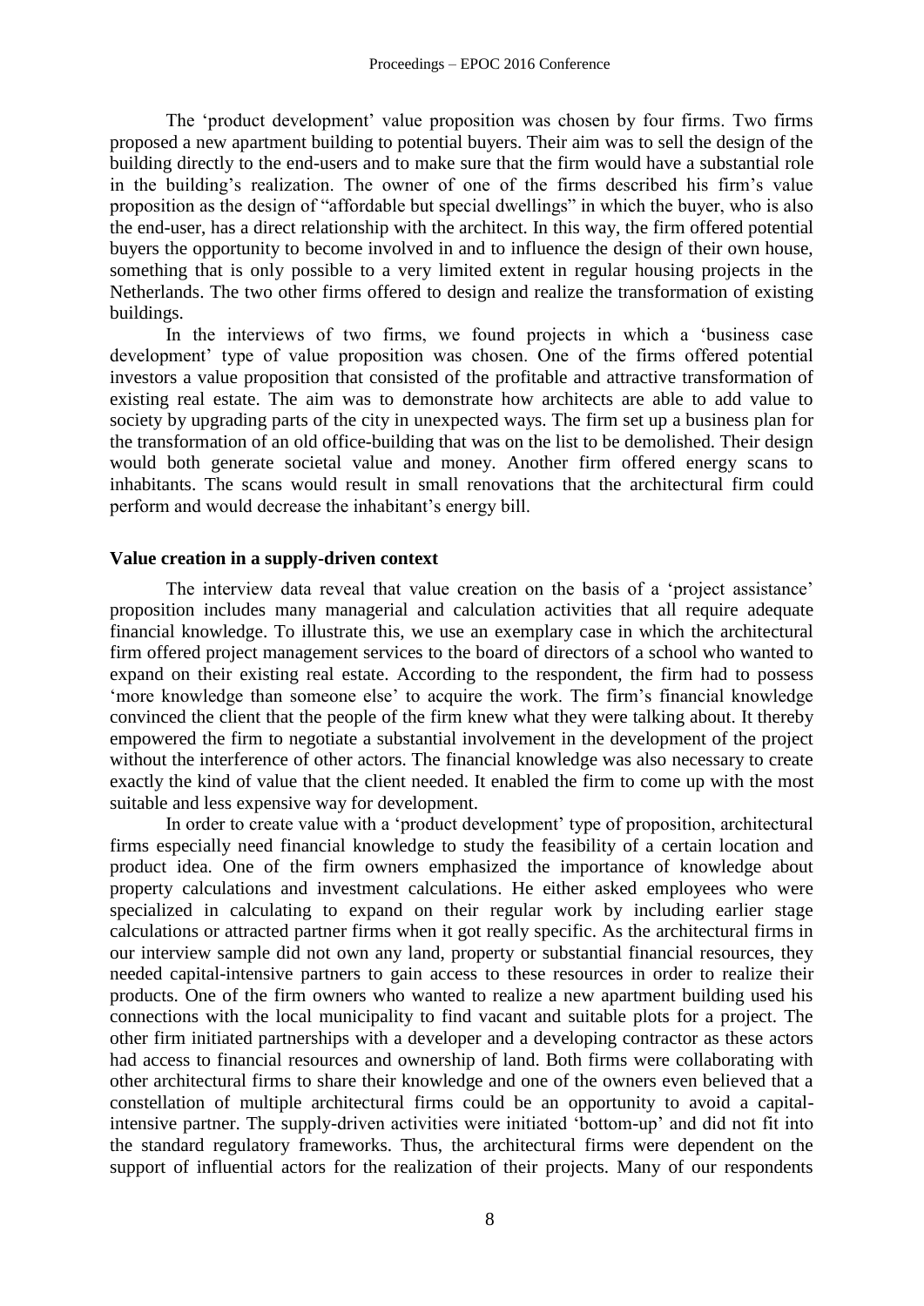The 'product development' value proposition was chosen by four firms. Two firms proposed a new apartment building to potential buyers. Their aim was to sell the design of the building directly to the end-users and to make sure that the firm would have a substantial role in the building's realization. The owner of one of the firms described his firm's value proposition as the design of "affordable but special dwellings" in which the buyer, who is also the end-user, has a direct relationship with the architect. In this way, the firm offered potential buyers the opportunity to become involved in and to influence the design of their own house, something that is only possible to a very limited extent in regular housing projects in the Netherlands. The two other firms offered to design and realize the transformation of existing buildings.

In the interviews of two firms, we found projects in which a 'business case development' type of value proposition was chosen. One of the firms offered potential investors a value proposition that consisted of the profitable and attractive transformation of existing real estate. The aim was to demonstrate how architects are able to add value to society by upgrading parts of the city in unexpected ways. The firm set up a business plan for the transformation of an old office-building that was on the list to be demolished. Their design would both generate societal value and money. Another firm offered energy scans to inhabitants. The scans would result in small renovations that the architectural firm could perform and would decrease the inhabitant's energy bill.

**Value creation in a supply-driven context**

The interview data reveal that value creation on the basis of a 'project assistance' proposition includes many managerial and calculation activities that all require adequate financial knowledge. To illustrate this, we use an exemplary case in which the architectural firm offered project management services to the board of directors of a school who wanted to expand on their existing real estate. According to the respondent, the firm had to possess 'more knowledge than someone else' to acquire the work. The firm's financial knowledge convinced the client that the people of the firm knew what they were talking about. It thereby empowered the firm to negotiate a substantial involvement in the development of the project without the interference of other actors. The financial knowledge was also necessary to create exactly the kind of value that the client needed. It enabled the firm to come up with the most suitable and less expensive way for development.

In order to create value with a 'product development' type of proposition, architectural firms especially need financial knowledge to study the feasibility of a certain location and product idea. One of the firm owners emphasized the importance of knowledge about property calculations and investment calculations. He either asked employees who were specialized in calculating to expand on their regular work by including earlier stage calculations or attracted partner firms when it got really specific. As the architectural firms in our interview sample did not own any land, property or substantial financial resources, they needed capital-intensive partners to gain access to these resources in order to realize their products. One of the firm owners who wanted to realize a new apartment building used his connections with the local municipality to find vacant and suitable plots for a project. The other firm initiated partnerships with a developer and a developing contractor as these actors had access to financial resources and ownership of land. Both firms were collaborating with other architectural firms to share their knowledge and one of the owners even believed that a constellation of multiple architectural firms could be an opportunity to avoid a capital-intensive partner. The supply-driven activities were initiated 'bottom-up' and did not fit into the standard regulatory frameworks. Thus, the architectural firms were dependent on the support of influential actors for the realization of their projects. Many of our respondents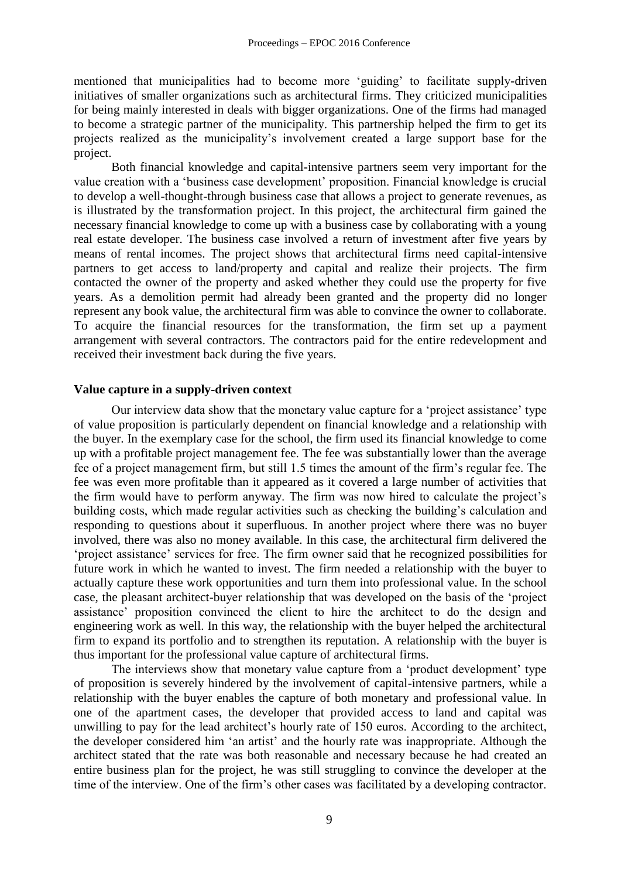mentioned that municipalities had to become more 'guiding' to facilitate supply-driven initiatives of smaller organizations such as architectural firms. They criticized municipalities for being mainly interested in deals with bigger organizations. One of the firms had managed to become a strategic partner of the municipality. This partnership helped the firm to get its projects realized as the municipality's involvement created a large support base for the project.

Both financial knowledge and capital-intensive partners seem very important for the value creation with a 'business case development' proposition. Financial knowledge is crucial to develop a well-thought-through business case that allows a project to generate revenues, as is illustrated by the transformation project. In this project, the architectural firm gained the necessary financial knowledge to come up with a business case by collaborating with a young real estate developer. The business case involved a return of investment after five years by means of rental incomes. The project shows that architectural firms need capital-intensive partners to get access to land/property and capital and realize their projects. The firm contacted the owner of the property and asked whether they could use the property for five years. As a demolition permit had already been granted and the property did no longer represent any book value, the architectural firm was able to convince the owner to collaborate. To acquire the financial resources for the transformation, the firm set up a payment arrangement with several contractors. The contractors paid for the entire redevelopment and received their investment back during the five years.

### Value capture in a supply-driven context

Our interview data show that the monetary value capture for a 'project assistance' type of value proposition is particularly dependent on financial knowledge and a relationship with the buyer. In the exemplary case for the school, the firm used its financial knowledge to come up with a profitable project management fee. The fee was substantially lower than the average fee of a project management firm, but still 1.5 times the amount of the firm's regular fee. The fee was even more profitable than it appeared as it covered a large number of activities that the firm would have to perform anyway. The firm was now hired to calculate the project's building costs, which made regular activities such as checking the building's calculation and responding to questions about it superfluous. In another project where there was no buyer involved, there was also no money available. In this case, the architectural firm delivered the 'project assistance' services for free. The firm owner said that he recognized possibilities for future work in which he wanted to invest. The firm needed a relationship with the buyer to actually capture these work opportunities and turn them into professional value. In the school case, the pleasant architect-buyer relationship that was developed on the basis of the 'project assistance' proposition convinced the client to hire the architect to do the design and engineering work as well. In this way, the relationship with the buyer helped the architectural firm to expand its portfolio and to strengthen its reputation. A relationship with the buyer is thus important for the professional value capture of architectural firms.

The interviews show that monetary value capture from a 'product development' type of proposition is severely hindered by the involvement of capital-intensive partners, while a relationship with the buyer enables the capture of both monetary and professional value. In one of the apartment cases, the developer that provided access to land and capital was unwilling to pay for the lead architect's hourly rate of 150 euros. According to the architect, the developer considered him 'an artist' and the hourly rate was inappropriate. Although the architect stated that the rate was both reasonable and necessary because he had created an entire business plan for the project, he was still struggling to convince the developer at the time of the interview. One of the firm's other cases was facilitated by a developing contractor.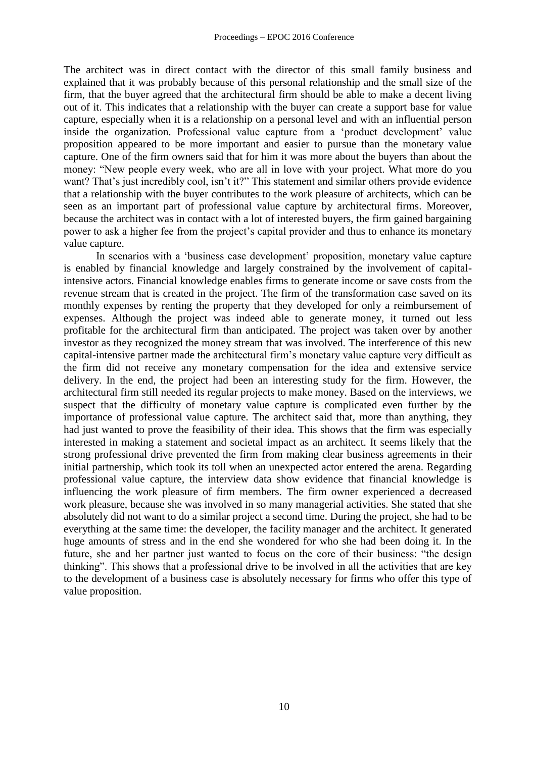The architect was in direct contact with the director of this small family business and explained that it was probably because of this personal relationship and the small size of the firm, that the buyer agreed that the architectural firm should be able to make a decent living out of it. This indicates that a relationship with the buyer can create a support base for value capture, especially when it is a relationship on a personal level and with an influential person inside the organization. Professional value capture from a 'product development' value proposition appeared to be more important and easier to pursue than the monetary value capture. One of the firm owners said that for him it was more about the buyers than about the money: "New people every week, who are all in love with your project. What more do you want? That's just incredibly cool, isn't it?" This statement and similar others provide evidence that a relationship with the buyer contributes to the work pleasure of architects, which can be seen as an important part of professional value capture by architectural firms. Moreover, because the architect was in contact with a lot of interested buyers, the firm gained bargaining power to ask a higher fee from the project's capital provider and thus to enhance its monetary value capture.

In scenarios with a 'business case development' proposition, monetary value capture is enabled by financial knowledge and largely constrained by the involvement of capital-intensive actors. Financial knowledge enables firms to generate income or save costs from the revenue stream that is created in the project. The firm of the transformation case saved on its monthly expenses by renting the property that they developed for only a reimbursement of expenses. Although the project was indeed able to generate money, it turned out less profitable for the architectural firm than anticipated. The project was taken over by another investor as they recognized the money stream that was involved. The interference of this new capital-intensive partner made the architectural firm's monetary value capture very difficult as the firm did not receive any monetary compensation for the idea and extensive service delivery. In the end, the project had been an interesting study for the firm. However, the architectural firm still needed its regular projects to make money. Based on the interviews, we suspect that the difficulty of monetary value capture is complicated even further by the importance of professional value capture. The architect said that, more than anything, they had just wanted to prove the feasibility of their idea. This shows that the firm was especially interested in making a statement and societal impact as an architect. It seems likely that the strong professional drive prevented the firm from making clear business agreements in their initial partnership, which took its toll when an unexpected actor entered the arena. Regarding professional value capture, the interview data show evidence that financial knowledge is influencing the work pleasure of firm members. The firm owner experienced a decreased work pleasure, because she was involved in so many managerial activities. She stated that she absolutely did not want to do a similar project a second time. During the project, she had to be everything at the same time: the developer, the facility manager and the architect. It generated huge amounts of stress and in the end she wondered for who she had been doing it. In the future, she and her partner just wanted to focus on the core of their business: "the design thinking". This shows that a professional drive to be involved in all the activities that are key to the development of a business case is absolutely necessary for firms who offer this type of value proposition.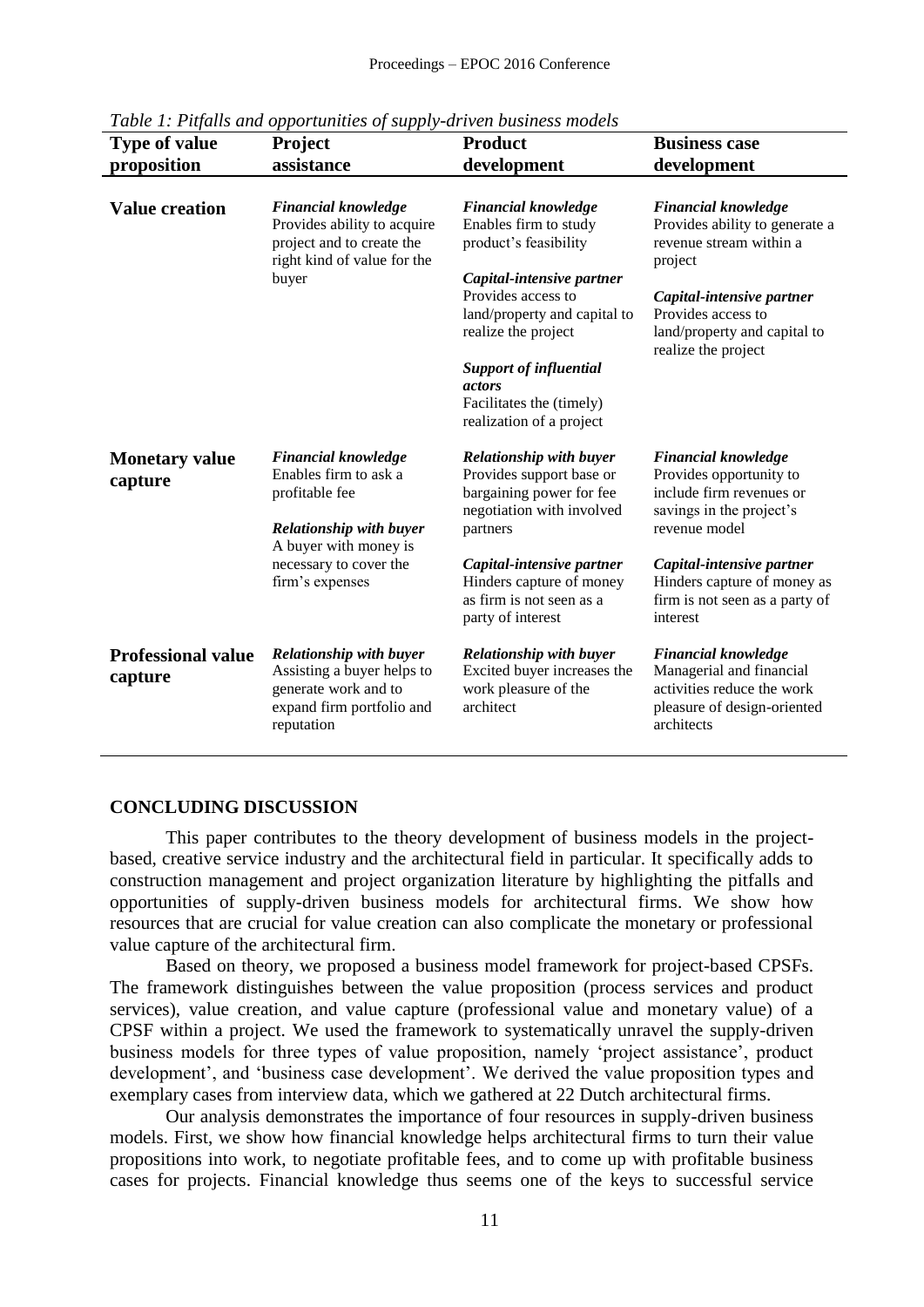*Table 1: Pitfalls and opportunities of supply-driven business models*

| Type of value proposition | Project assistance | Product development | Business case development |
|---|---|---|---|
| **Value creation** | ***Financial knowledge*** Provides ability to acquire project and to create the right kind of value for the buyer | ***Financial knowledge*** Enables firm to study product's feasibility<br><br>***Capital-intensive partner*** Provides access to land/property and capital to realize the project<br><br>***Support of influential actors*** Facilitates the (timely) realization of a project | ***Financial knowledge*** Provides ability to generate a revenue stream within a project<br><br>***Capital-intensive partner*** Provides access to land/property and capital to realize the project |
| **Monetary value capture** | ***Financial knowledge*** Enables firm to ask a profitable fee<br><br>***Relationship with buyer*** A buyer with money is necessary to cover the firm's expenses | ***Relationship with buyer*** Provides support base or bargaining power for fee negotiation with involved partners<br><br>***Capital-intensive partner*** Hinders capture of money as firm is not seen as a party of interest | ***Financial knowledge*** Provides opportunity to include firm revenues or savings in the project's revenue model<br><br>***Capital-intensive partner*** Hinders capture of money as firm is not seen as a party of interest |
| **Professional value capture** | ***Relationship with buyer*** Assisting a buyer helps to generate work and to expand firm portfolio and reputation | ***Relationship with buyer*** Excited buyer increases the work pleasure of the architect | ***Financial knowledge*** Managerial and financial activities reduce the work pleasure of design-oriented architects |

## CONCLUDING DISCUSSION

This paper contributes to the theory development of business models in the project-based, creative service industry and the architectural field in particular. It specifically adds to construction management and project organization literature by highlighting the pitfalls and opportunities of supply-driven business models for architectural firms. We show how resources that are crucial for value creation can also complicate the monetary or professional value capture of the architectural firm.

Based on theory, we proposed a business model framework for project-based CPSFs. The framework distinguishes between the value proposition (process services and product services), value creation, and value capture (professional value and monetary value) of a CPSF within a project. We used the framework to systematically unravel the supply-driven business models for three types of value proposition, namely 'project assistance', product development', and 'business case development'. We derived the value proposition types and exemplary cases from interview data, which we gathered at 22 Dutch architectural firms.

Our analysis demonstrates the importance of four resources in supply-driven business models. First, we show how financial knowledge helps architectural firms to turn their value propositions into work, to negotiate profitable fees, and to come up with profitable business cases for projects. Financial knowledge thus seems one of the keys to successful service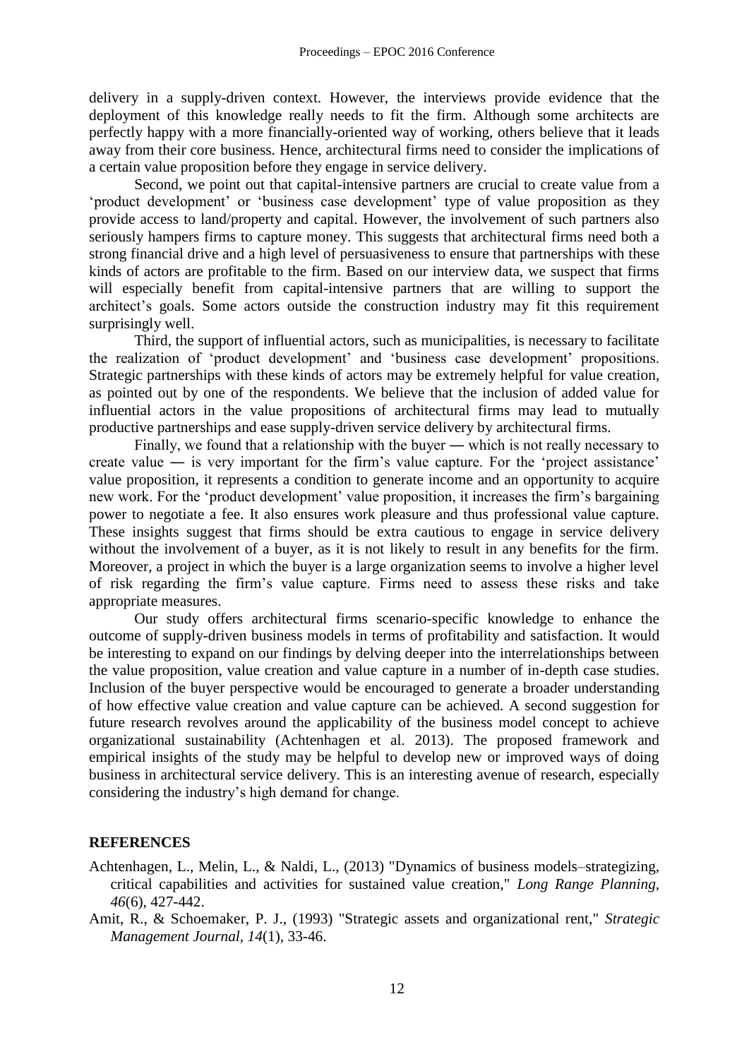delivery in a supply-driven context. However, the interviews provide evidence that the deployment of this knowledge really needs to fit the firm. Although some architects are perfectly happy with a more financially-oriented way of working, others believe that it leads away from their core business. Hence, architectural firms need to consider the implications of a certain value proposition before they engage in service delivery.

Second, we point out that capital-intensive partners are crucial to create value from a 'product development' or 'business case development' type of value proposition as they provide access to land/property and capital. However, the involvement of such partners also seriously hampers firms to capture money. This suggests that architectural firms need both a strong financial drive and a high level of persuasiveness to ensure that partnerships with these kinds of actors are profitable to the firm. Based on our interview data, we suspect that firms will especially benefit from capital-intensive partners that are willing to support the architect's goals. Some actors outside the construction industry may fit this requirement surprisingly well.

Third, the support of influential actors, such as municipalities, is necessary to facilitate the realization of 'product development' and 'business case development' propositions. Strategic partnerships with these kinds of actors may be extremely helpful for value creation, as pointed out by one of the respondents. We believe that the inclusion of added value for influential actors in the value propositions of architectural firms may lead to mutually productive partnerships and ease supply-driven service delivery by architectural firms.

Finally, we found that a relationship with the buyer ― which is not really necessary to create value ― is very important for the firm's value capture. For the 'project assistance' value proposition, it represents a condition to generate income and an opportunity to acquire new work. For the 'product development' value proposition, it increases the firm's bargaining power to negotiate a fee. It also ensures work pleasure and thus professional value capture. These insights suggest that firms should be extra cautious to engage in service delivery without the involvement of a buyer, as it is not likely to result in any benefits for the firm. Moreover, a project in which the buyer is a large organization seems to involve a higher level of risk regarding the firm's value capture. Firms need to assess these risks and take appropriate measures.

Our study offers architectural firms scenario-specific knowledge to enhance the outcome of supply-driven business models in terms of profitability and satisfaction. It would be interesting to expand on our findings by delving deeper into the interrelationships between the value proposition, value creation and value capture in a number of in-depth case studies. Inclusion of the buyer perspective would be encouraged to generate a broader understanding of how effective value creation and value capture can be achieved. A second suggestion for future research revolves around the applicability of the business model concept to achieve organizational sustainability (Achtenhagen et al. 2013). The proposed framework and empirical insights of the study may be helpful to develop new or improved ways of doing business in architectural service delivery. This is an interesting avenue of research, especially considering the industry's high demand for change.

## REFERENCES

Achtenhagen, L., Melin, L., & Naldi, L., (2013) "Dynamics of business models–strategizing, critical capabilities and activities for sustained value creation," *Long Range Planning*, *46*(6), 427-442.

Amit, R., & Schoemaker, P. J., (1993) "Strategic assets and organizational rent," *Strategic Management Journal*, *14*(1), 33-46.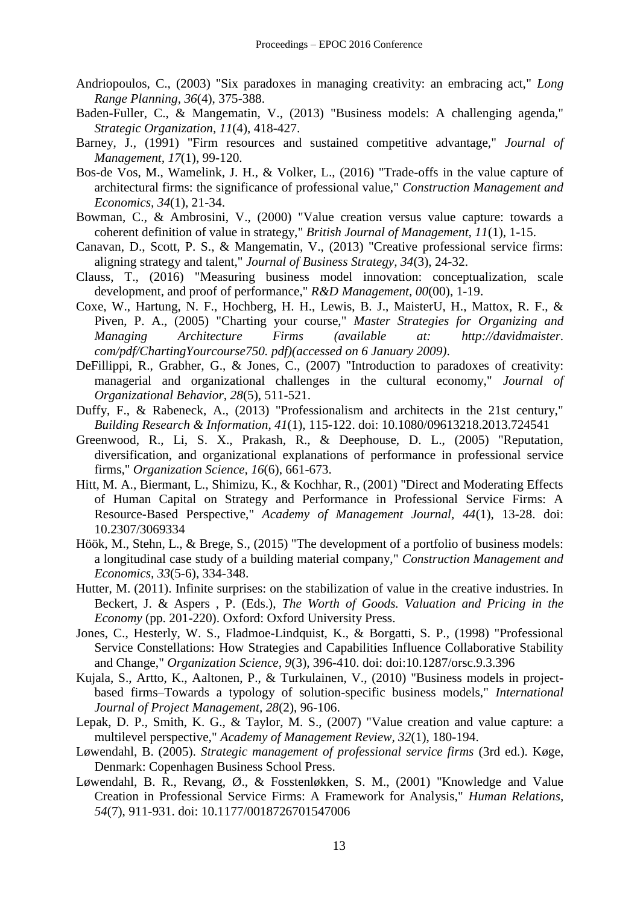Andriopoulos, C., (2003) "Six paradoxes in managing creativity: an embracing act," *Long Range Planning, 36*(4), 375-388.

Baden-Fuller, C., & Mangematin, V., (2013) "Business models: A challenging agenda," *Strategic Organization, 11*(4), 418-427.

Barney, J., (1991) "Firm resources and sustained competitive advantage," *Journal of Management, 17*(1), 99-120.

Bos-de Vos, M., Wamelink, J. H., & Volker, L., (2016) "Trade-offs in the value capture of architectural firms: the significance of professional value," *Construction Management and Economics, 34*(1), 21-34.

Bowman, C., & Ambrosini, V., (2000) "Value creation versus value capture: towards a coherent definition of value in strategy," *British Journal of Management, 11*(1), 1-15.

Canavan, D., Scott, P. S., & Mangematin, V., (2013) "Creative professional service firms: aligning strategy and talent," *Journal of Business Strategy, 34*(3), 24-32.

Clauss, T., (2016) "Measuring business model innovation: conceptualization, scale development, and proof of performance," *R&D Management, 00*(00), 1-19.

Coxe, W., Hartung, N. F., Hochberg, H. H., Lewis, B. J., MaisterU, H., Mattox, R. F., & Piven, P. A., (2005) "Charting your course," *Master Strategies for Organizing and Managing Architecture Firms (available at: http://davidmaister. com/pdf/ChartingYourcourse750. pdf)(accessed on 6 January 2009)*.

DeFillippi, R., Grabher, G., & Jones, C., (2007) "Introduction to paradoxes of creativity: managerial and organizational challenges in the cultural economy," *Journal of Organizational Behavior, 28*(5), 511-521.

Duffy, F., & Rabeneck, A., (2013) "Professionalism and architects in the 21st century," *Building Research & Information, 41*(1), 115-122. doi: 10.1080/09613218.2013.724541

Greenwood, R., Li, S. X., Prakash, R., & Deephouse, D. L., (2005) "Reputation, diversification, and organizational explanations of performance in professional service firms," *Organization Science, 16*(6), 661-673.

Hitt, M. A., Biermant, L., Shimizu, K., & Kochhar, R., (2001) "Direct and Moderating Effects of Human Capital on Strategy and Performance in Professional Service Firms: A Resource-Based Perspective," *Academy of Management Journal, 44*(1), 13-28. doi: 10.2307/3069334

Höök, M., Stehn, L., & Brege, S., (2015) "The development of a portfolio of business models: a longitudinal case study of a building material company," *Construction Management and Economics, 33*(5-6), 334-348.

Hutter, M. (2011). Infinite surprises: on the stabilization of value in the creative industries. In Beckert, J. & Aspers , P. (Eds.), *The Worth of Goods. Valuation and Pricing in the Economy* (pp. 201-220). Oxford: Oxford University Press.

Jones, C., Hesterly, W. S., Fladmoe-Lindquist, K., & Borgatti, S. P., (1998) "Professional Service Constellations: How Strategies and Capabilities Influence Collaborative Stability and Change," *Organization Science, 9*(3), 396-410. doi: doi:10.1287/orsc.9.3.396

Kujala, S., Artto, K., Aaltonen, P., & Turkulainen, V., (2010) "Business models in project-based firms–Towards a typology of solution-specific business models," *International Journal of Project Management, 28*(2), 96-106.

Lepak, D. P., Smith, K. G., & Taylor, M. S., (2007) "Value creation and value capture: a multilevel perspective," *Academy of Management Review, 32*(1), 180-194.

Løwendahl, B. (2005). *Strategic management of professional service firms* (3rd ed.). Køge, Denmark: Copenhagen Business School Press.

Løwendahl, B. R., Revang, Ø., & Fosstenløkken, S. M., (2001) "Knowledge and Value Creation in Professional Service Firms: A Framework for Analysis," *Human Relations, 54*(7), 911-931. doi: 10.1177/0018726701547006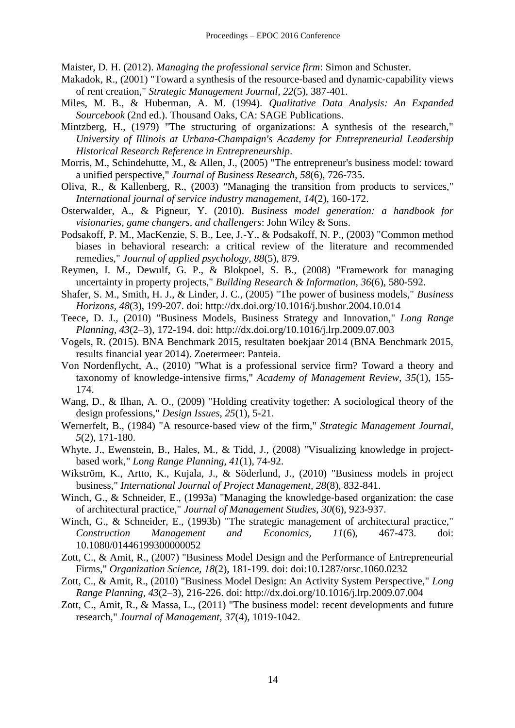Maister, D. H. (2012). *Managing the professional service firm*: Simon and Schuster.

Makadok, R., (2001) "Toward a synthesis of the resource‐based and dynamic‐capability views of rent creation," *Strategic Management Journal, 22*(5), 387-401.

Miles, M. B., & Huberman, A. M. (1994). *Qualitative Data Analysis: An Expanded Sourcebook* (2nd ed.). Thousand Oaks, CA: SAGE Publications.

Mintzberg, H., (1979) "The structuring of organizations: A synthesis of the research," *University of Illinois at Urbana-Champaign's Academy for Entrepreneurial Leadership Historical Research Reference in Entrepreneurship*.

Morris, M., Schindehutte, M., & Allen, J., (2005) "The entrepreneur's business model: toward a unified perspective," *Journal of Business Research, 58*(6), 726-735.

Oliva, R., & Kallenberg, R., (2003) "Managing the transition from products to services," *International journal of service industry management, 14*(2), 160-172.

Osterwalder, A., & Pigneur, Y. (2010). *Business model generation: a handbook for visionaries, game changers, and challengers*: John Wiley & Sons.

Podsakoff, P. M., MacKenzie, S. B., Lee, J.-Y., & Podsakoff, N. P., (2003) "Common method biases in behavioral research: a critical review of the literature and recommended remedies," *Journal of applied psychology, 88*(5), 879.

Reymen, I. M., Dewulf, G. P., & Blokpoel, S. B., (2008) "Framework for managing uncertainty in property projects," *Building Research & Information, 36*(6), 580-592.

Shafer, S. M., Smith, H. J., & Linder, J. C., (2005) "The power of business models," *Business Horizons, 48*(3), 199-207. doi: http://dx.doi.org/10.1016/j.bushor.2004.10.014

Teece, D. J., (2010) "Business Models, Business Strategy and Innovation," *Long Range Planning, 43*(2–3), 172-194. doi: http://dx.doi.org/10.1016/j.lrp.2009.07.003

Vogels, R. (2015). BNA Benchmark 2015, resultaten boekjaar 2014 (BNA Benchmark 2015, results financial year 2014). Zoetermeer: Panteia.

Von Nordenflycht, A., (2010) "What is a professional service firm? Toward a theory and taxonomy of knowledge-intensive firms," *Academy of Management Review, 35*(1), 155-174.

Wang, D., & Ilhan, A. O., (2009) "Holding creativity together: A sociological theory of the design professions," *Design Issues, 25*(1), 5-21.

Wernerfelt, B., (1984) "A resource‐based view of the firm," *Strategic Management Journal, 5*(2), 171-180.

Whyte, J., Ewenstein, B., Hales, M., & Tidd, J., (2008) "Visualizing knowledge in project-based work," *Long Range Planning, 41*(1), 74-92.

Wikström, K., Artto, K., Kujala, J., & Söderlund, J., (2010) "Business models in project business," *International Journal of Project Management, 28*(8), 832-841.

Winch, G., & Schneider, E., (1993a) "Managing the knowledge-based organization: the case of architectural practice," *Journal of Management Studies, 30*(6), 923-937.

Winch, G., & Schneider, E., (1993b) "The strategic management of architectural practice," *Construction Management and Economics, 11*(6), 467-473. doi: 10.1080/01446199300000052

Zott, C., & Amit, R., (2007) "Business Model Design and the Performance of Entrepreneurial Firms," *Organization Science, 18*(2), 181-199. doi: doi:10.1287/orsc.1060.0232

Zott, C., & Amit, R., (2010) "Business Model Design: An Activity System Perspective," *Long Range Planning, 43*(2–3), 216-226. doi: http://dx.doi.org/10.1016/j.lrp.2009.07.004

Zott, C., Amit, R., & Massa, L., (2011) "The business model: recent developments and future research," *Journal of Management, 37*(4), 1019-1042.